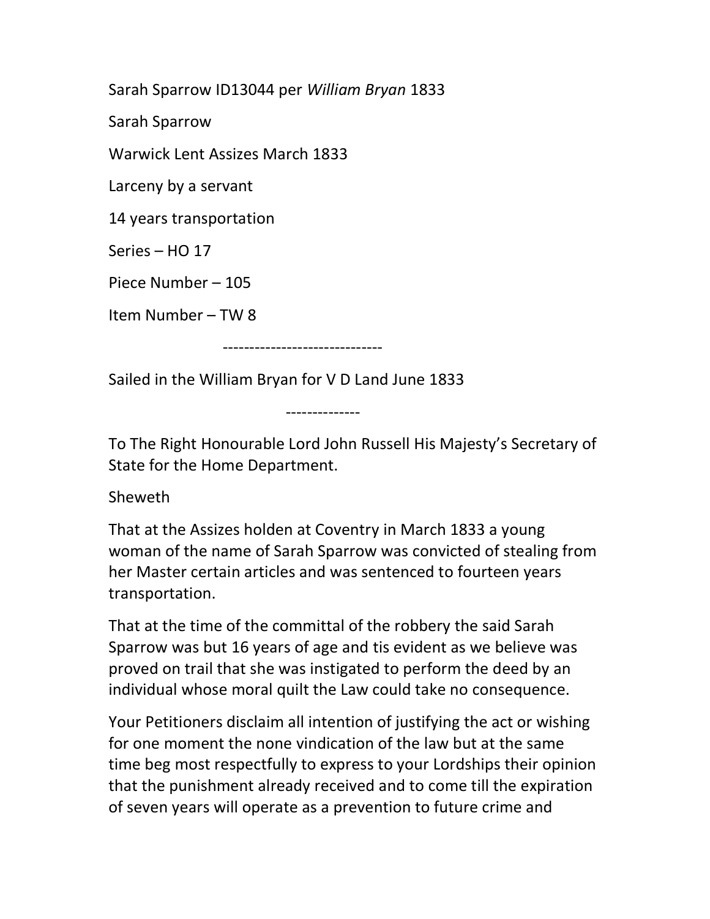Sarah Sparrow ID13044 per *William Bryan* 1833

Sarah Sparrow

Warwick Lent Assizes March 1833

Larceny by a servant

14 years transportation

Series – HO 17

Piece Number – 105

Item Number – TW 8

------------------------------

Sailed in the William Bryan for V D Land June 1833

--------------

To The Right Honourable Lord John Russell His Majesty's Secretary of State for the Home Department.

Sheweth

That at the Assizes holden at Coventry in March 1833 a young woman of the name of Sarah Sparrow was convicted of stealing from her Master certain articles and was sentenced to fourteen years transportation.

That at the time of the committal of the robbery the said Sarah Sparrow was but 16 years of age and tis evident as we believe was proved on trail that she was instigated to perform the deed by an individual whose moral quilt the Law could take no consequence.

Your Petitioners disclaim all intention of justifying the act or wishing for one moment the none vindication of the law but at the same time beg most respectfully to express to your Lordships their opinion that the punishment already received and to come till the expiration of seven years will operate as a prevention to future crime and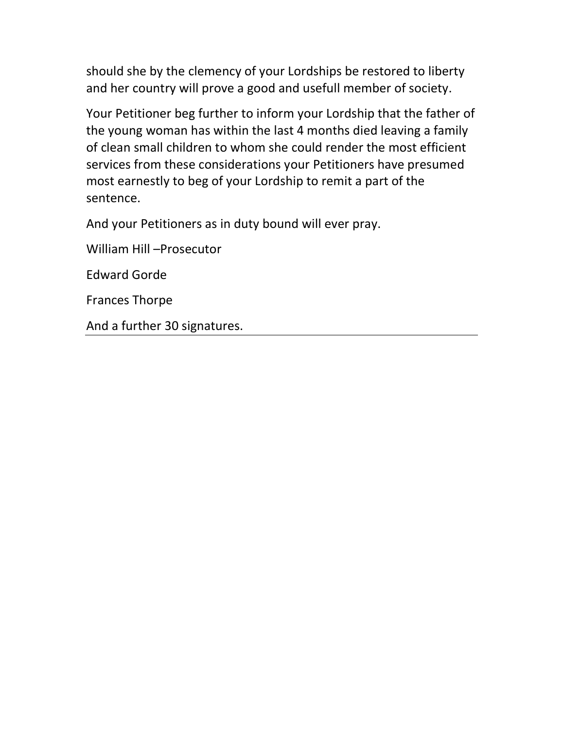should she by the clemency of your Lordships be restored to liberty and her country will prove a good and usefull member of society.

Your Petitioner beg further to inform your Lordship that the father of the young woman has within the last 4 months died leaving a family of clean small children to whom she could render the most efficient services from these considerations your Petitioners have presumed most earnestly to beg of your Lordship to remit a part of the sentence.

And your Petitioners as in duty bound will ever pray.

William Hill –Prosecutor

Edward Gorde

Frances Thorpe

And a further 30 signatures.

---